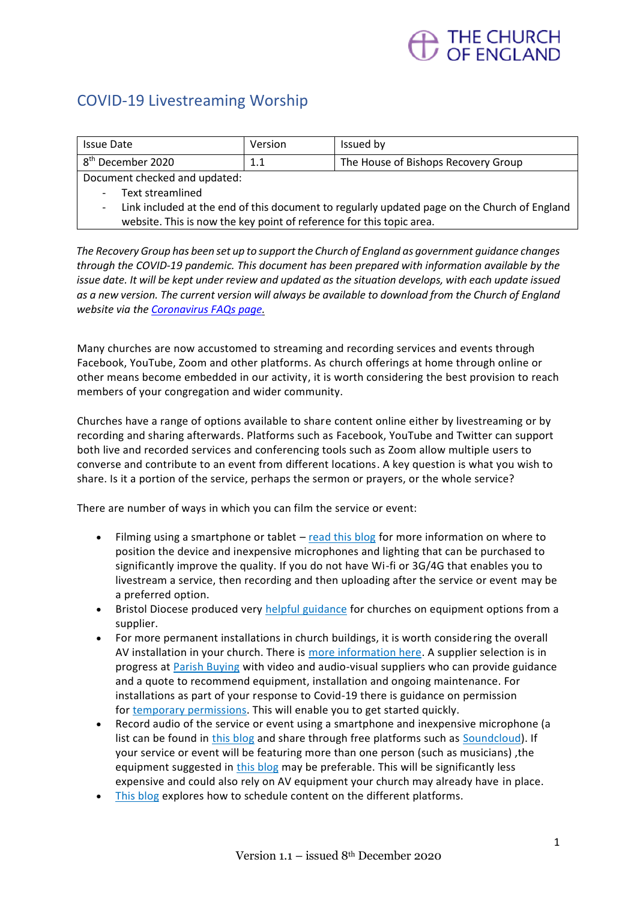THE CHURCH OF ENGLAND

# COVID-19 Livestreaming Worship

| Issue Date | Version | Issued by |
| --- | --- | --- |
| 8th December 2020 | 1.1 | The House of Bishops Recovery Group |
| Document checked and updated:<br>- Text streamlined<br>- Link included at the end of this document to regularly updated page on the Church of England website. This is now the key point of reference for this topic area. | | |

*The Recovery Group has been set up to support the Church of England as government guidance changes through the COVID-19 pandemic. This document has been prepared with information available by the issue date. It will be kept under review and updated as the situation develops, with each update issued as a new version. The current version will always be available to download from the Church of England website via the Coronavirus FAQs page.*

Many churches are now accustomed to streaming and recording services and events through Facebook, YouTube, Zoom and other platforms. As church offerings at home through online or other means become embedded in our activity, it is worth considering the best provision to reach members of your congregation and wider community.

Churches have a range of options available to share content online either by livestreaming or by recording and sharing afterwards. Platforms such as Facebook, YouTube and Twitter can support both live and recorded services and conferencing tools such as Zoom allow multiple users to converse and contribute to an event from different locations. A key question is what you wish to share. Is it a portion of the service, perhaps the sermon or prayers, or the whole service?

There are number of ways in which you can film the service or event:

- Filming using a smartphone or tablet – read this blog for more information on where to position the device and inexpensive microphones and lighting that can be purchased to significantly improve the quality. If you do not have Wi-fi or 3G/4G that enables you to livestream a service, then recording and then uploading after the service or event may be a preferred option.
- Bristol Diocese produced very helpful guidance for churches on equipment options from a supplier.
- For more permanent installations in church buildings, it is worth considering the overall AV installation in your church. There is more information here. A supplier selection is in progress at Parish Buying with video and audio-visual suppliers who can provide guidance and a quote to recommend equipment, installation and ongoing maintenance. For installations as part of your response to Covid-19 there is guidance on permission for temporary permissions. This will enable you to get started quickly.
- Record audio of the service or event using a smartphone and inexpensive microphone (a list can be found in this blog and share through free platforms such as Soundcloud). If your service or event will be featuring more than one person (such as musicians) ,the equipment suggested in this blog may be preferable. This will be significantly less expensive and could also rely on AV equipment your church may already have in place.
- This blog explores how to schedule content on the different platforms.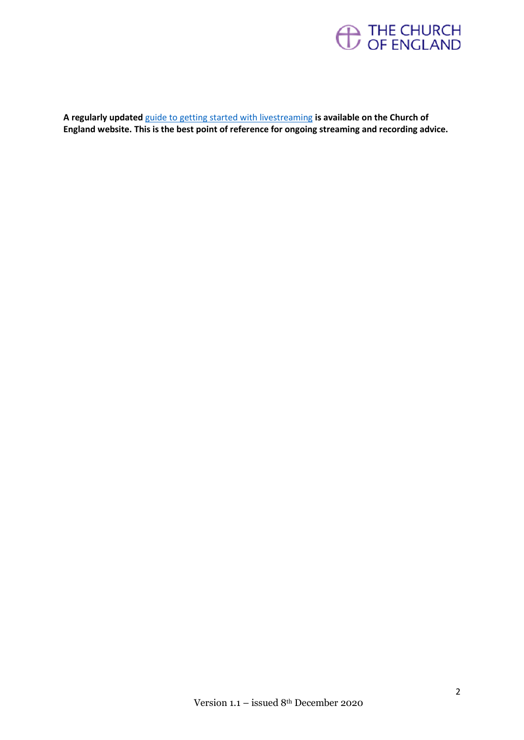**A regularly updated** guide to getting started with livestreaming **is available on the Church of England website. This is the best point of reference for ongoing streaming and recording advice.**